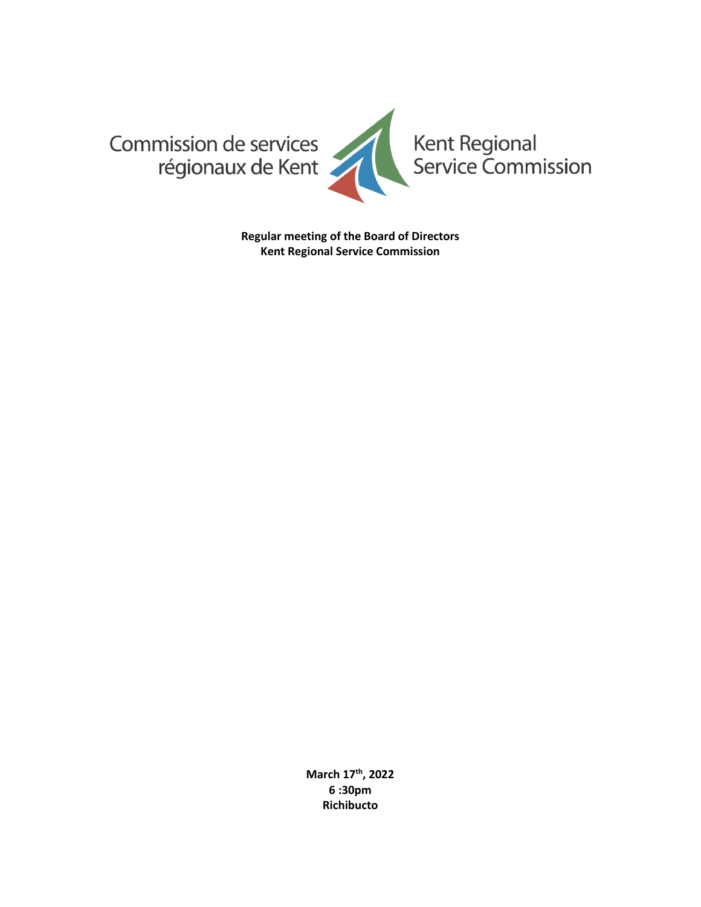Commission de services régionaux de Kent

Kent Regional Service Commission

**Regular meeting of the Board of Directors**
**Kent Regional Service Commission**

**March 17th, 2022**
**6 :30pm**
**Richibucto**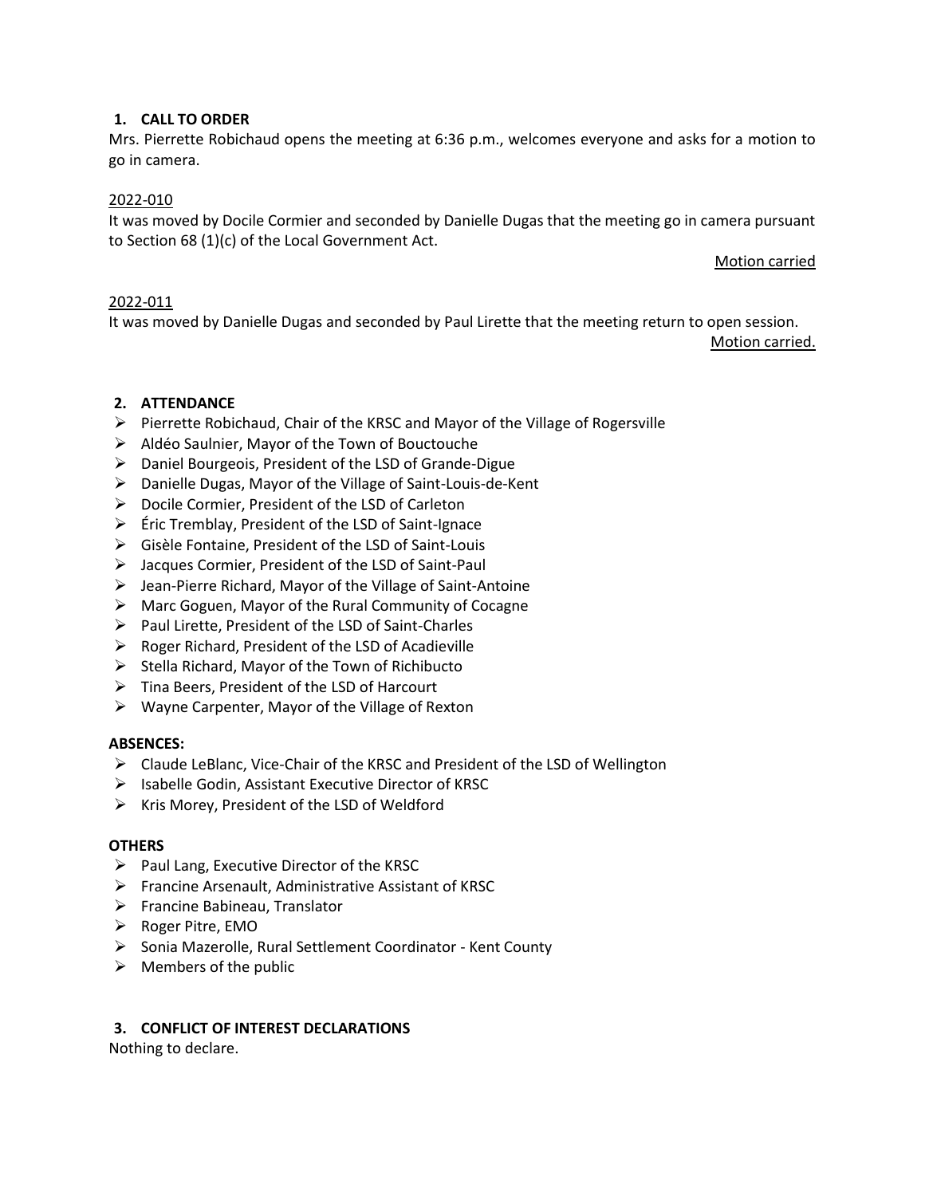## 1. CALL TO ORDER

Mrs. Pierrette Robichaud opens the meeting at 6:36 p.m., welcomes everyone and asks for a motion to go in camera.

2022-010

It was moved by Docile Cormier and seconded by Danielle Dugas that the meeting go in camera pursuant to Section 68 (1)(c) of the Local Government Act.

Motion carried

2022-011

It was moved by Danielle Dugas and seconded by Paul Lirette that the meeting return to open session.

Motion carried.

## 2. ATTENDANCE

- Pierrette Robichaud, Chair of the KRSC and Mayor of the Village of Rogersville
- Aldéo Saulnier, Mayor of the Town of Bouctouche
- Daniel Bourgeois, President of the LSD of Grande-Digue
- Danielle Dugas, Mayor of the Village of Saint-Louis-de-Kent
- Docile Cormier, President of the LSD of Carleton
- Éric Tremblay, President of the LSD of Saint-Ignace
- Gisèle Fontaine, President of the LSD of Saint-Louis
- Jacques Cormier, President of the LSD of Saint-Paul
- Jean-Pierre Richard, Mayor of the Village of Saint-Antoine
- Marc Goguen, Mayor of the Rural Community of Cocagne
- Paul Lirette, President of the LSD of Saint-Charles
- Roger Richard, President of the LSD of Acadieville
- Stella Richard, Mayor of the Town of Richibucto
- Tina Beers, President of the LSD of Harcourt
- Wayne Carpenter, Mayor of the Village of Rexton

**ABSENCES:**

- Claude LeBlanc, Vice-Chair of the KRSC and President of the LSD of Wellington
- Isabelle Godin, Assistant Executive Director of KRSC
- Kris Morey, President of the LSD of Weldford

**OTHERS**

- Paul Lang, Executive Director of the KRSC
- Francine Arsenault, Administrative Assistant of KRSC
- Francine Babineau, Translator
- Roger Pitre, EMO
- Sonia Mazerolle, Rural Settlement Coordinator - Kent County
- Members of the public

## 3. CONFLICT OF INTEREST DECLARATIONS

Nothing to declare.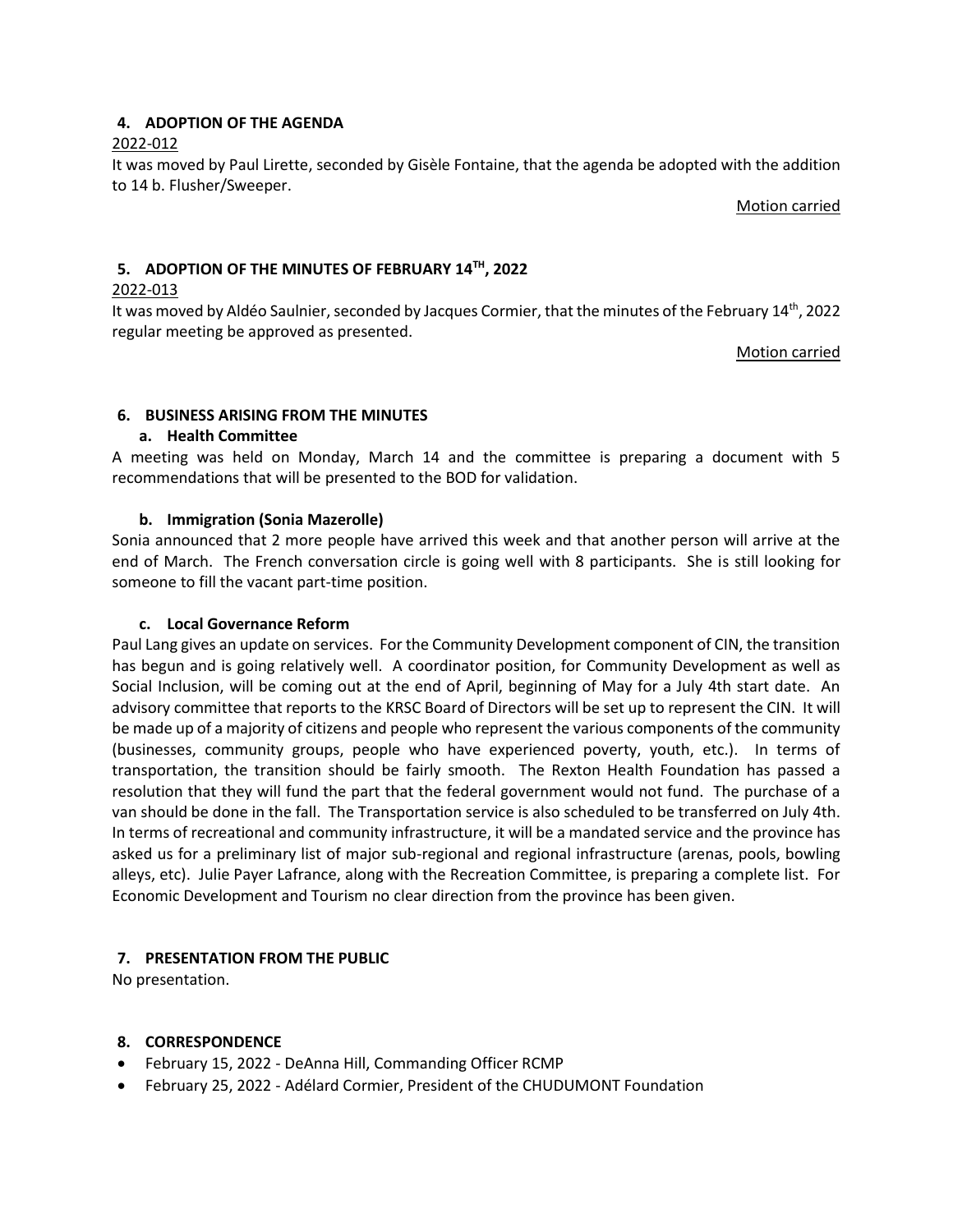## 4. ADOPTION OF THE AGENDA

2022-012

It was moved by Paul Lirette, seconded by Gisèle Fontaine, that the agenda be adopted with the addition to 14 b. Flusher/Sweeper.

Motion carried

## 5. ADOPTION OF THE MINUTES OF FEBRUARY 14TH, 2022

2022-013

It was moved by Aldéo Saulnier, seconded by Jacques Cormier, that the minutes of the February 14th, 2022 regular meeting be approved as presented.

Motion carried

## 6. BUSINESS ARISING FROM THE MINUTES

### a. Health Committee

A meeting was held on Monday, March 14 and the committee is preparing a document with 5 recommendations that will be presented to the BOD for validation.

### b. Immigration (Sonia Mazerolle)

Sonia announced that 2 more people have arrived this week and that another person will arrive at the end of March. The French conversation circle is going well with 8 participants. She is still looking for someone to fill the vacant part-time position.

### c. Local Governance Reform

Paul Lang gives an update on services. For the Community Development component of CIN, the transition has begun and is going relatively well. A coordinator position, for Community Development as well as Social Inclusion, will be coming out at the end of April, beginning of May for a July 4th start date. An advisory committee that reports to the KRSC Board of Directors will be set up to represent the CIN. It will be made up of a majority of citizens and people who represent the various components of the community (businesses, community groups, people who have experienced poverty, youth, etc.). In terms of transportation, the transition should be fairly smooth. The Rexton Health Foundation has passed a resolution that they will fund the part that the federal government would not fund. The purchase of a van should be done in the fall. The Transportation service is also scheduled to be transferred on July 4th. In terms of recreational and community infrastructure, it will be a mandated service and the province has asked us for a preliminary list of major sub-regional and regional infrastructure (arenas, pools, bowling alleys, etc). Julie Payer Lafrance, along with the Recreation Committee, is preparing a complete list. For Economic Development and Tourism no clear direction from the province has been given.

## 7. PRESENTATION FROM THE PUBLIC

No presentation.

## 8. CORRESPONDENCE

- February 15, 2022 - DeAnna Hill, Commanding Officer RCMP
- February 25, 2022 - Adélard Cormier, President of the CHUDUMONT Foundation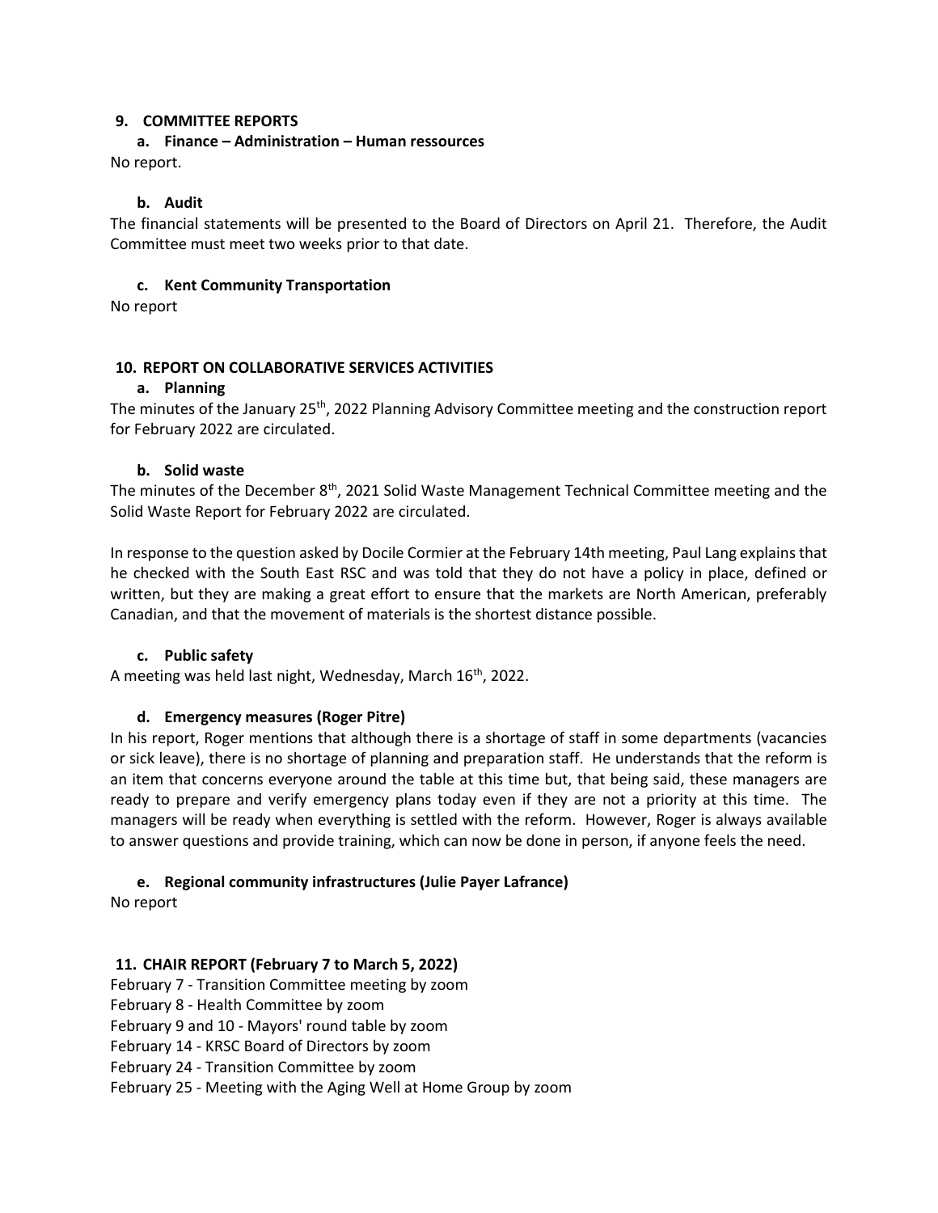## 9. COMMITTEE REPORTS

### a. Finance – Administration – Human ressources

No report.

### b. Audit

The financial statements will be presented to the Board of Directors on April 21. Therefore, the Audit Committee must meet two weeks prior to that date.

### c. Kent Community Transportation

No report

## 10. REPORT ON COLLABORATIVE SERVICES ACTIVITIES

### a. Planning

The minutes of the January 25th, 2022 Planning Advisory Committee meeting and the construction report for February 2022 are circulated.

### b. Solid waste

The minutes of the December 8th, 2021 Solid Waste Management Technical Committee meeting and the Solid Waste Report for February 2022 are circulated.

In response to the question asked by Docile Cormier at the February 14th meeting, Paul Lang explains that he checked with the South East RSC and was told that they do not have a policy in place, defined or written, but they are making a great effort to ensure that the markets are North American, preferably Canadian, and that the movement of materials is the shortest distance possible.

### c. Public safety

A meeting was held last night, Wednesday, March 16th, 2022.

### d. Emergency measures (Roger Pitre)

In his report, Roger mentions that although there is a shortage of staff in some departments (vacancies or sick leave), there is no shortage of planning and preparation staff. He understands that the reform is an item that concerns everyone around the table at this time but, that being said, these managers are ready to prepare and verify emergency plans today even if they are not a priority at this time. The managers will be ready when everything is settled with the reform. However, Roger is always available to answer questions and provide training, which can now be done in person, if anyone feels the need.

### e. Regional community infrastructures (Julie Payer Lafrance)

No report

## 11. CHAIR REPORT (February 7 to March 5, 2022)

February 7 - Transition Committee meeting by zoom
February 8 - Health Committee by zoom
February 9 and 10 - Mayors' round table by zoom
February 14 - KRSC Board of Directors by zoom
February 24 - Transition Committee by zoom
February 25 - Meeting with the Aging Well at Home Group by zoom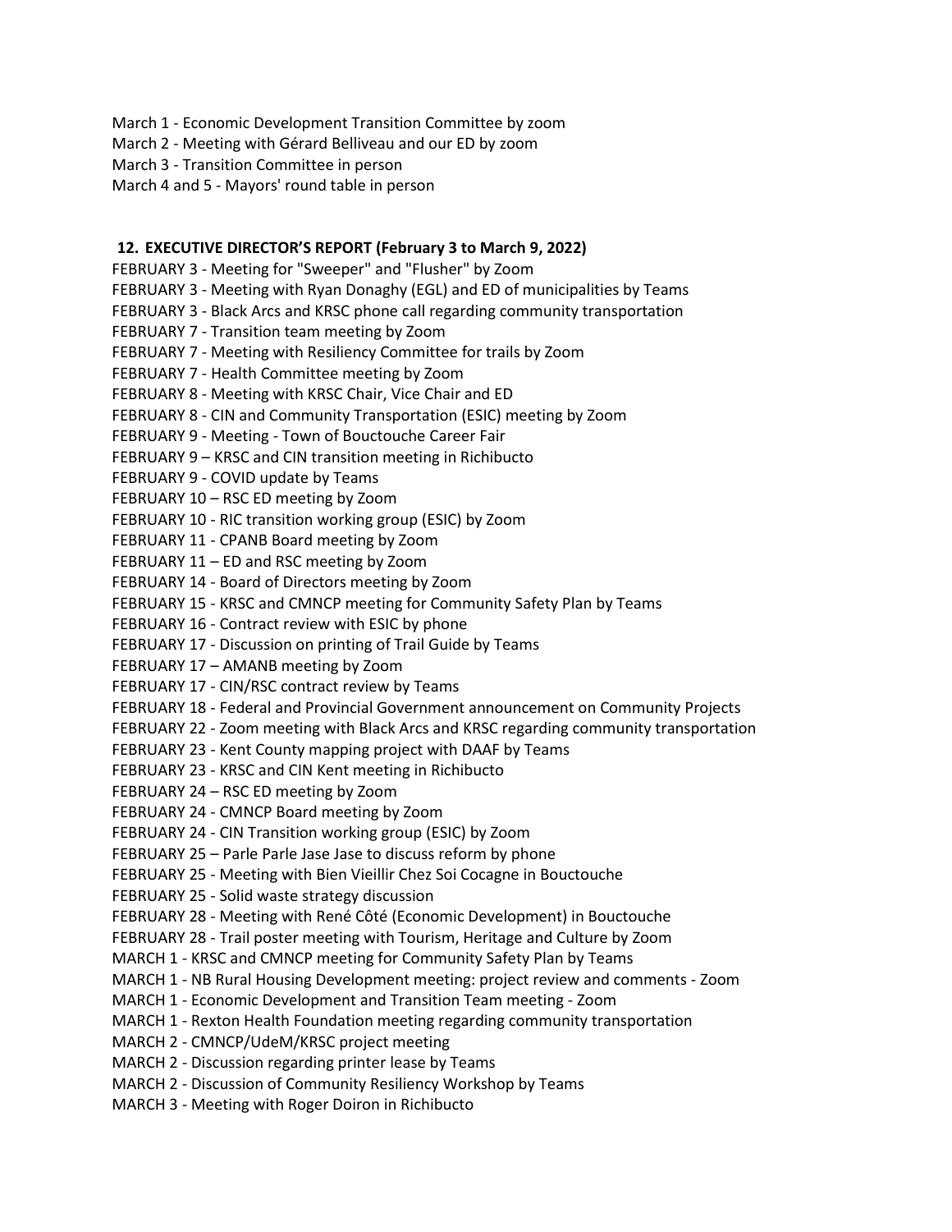March 1 - Economic Development Transition Committee by zoom
March 2 - Meeting with Gérard Belliveau and our ED by zoom
March 3 - Transition Committee in person
March 4 and 5 - Mayors' round table in person

## 12. EXECUTIVE DIRECTOR'S REPORT (February 3 to March 9, 2022)

FEBRUARY 3 - Meeting for "Sweeper" and "Flusher" by Zoom
FEBRUARY 3 - Meeting with Ryan Donaghy (EGL) and ED of municipalities by Teams
FEBRUARY 3 - Black Arcs and KRSC phone call regarding community transportation
FEBRUARY 7 - Transition team meeting by Zoom
FEBRUARY 7 - Meeting with Resiliency Committee for trails by Zoom
FEBRUARY 7 - Health Committee meeting by Zoom
FEBRUARY 8 - Meeting with KRSC Chair, Vice Chair and ED
FEBRUARY 8 - CIN and Community Transportation (ESIC) meeting by Zoom
FEBRUARY 9 - Meeting - Town of Bouctouche Career Fair
FEBRUARY 9 – KRSC and CIN transition meeting in Richibucto
FEBRUARY 9 - COVID update by Teams
FEBRUARY 10 – RSC ED meeting by Zoom
FEBRUARY 10 - RIC transition working group (ESIC) by Zoom
FEBRUARY 11 - CPANB Board meeting by Zoom
FEBRUARY 11 – ED and RSC meeting by Zoom
FEBRUARY 14 - Board of Directors meeting by Zoom
FEBRUARY 15 - KRSC and CMNCP meeting for Community Safety Plan by Teams
FEBRUARY 16 - Contract review with ESIC by phone
FEBRUARY 17 - Discussion on printing of Trail Guide by Teams
FEBRUARY 17 – AMANB meeting by Zoom
FEBRUARY 17 - CIN/RSC contract review by Teams
FEBRUARY 18 - Federal and Provincial Government announcement on Community Projects
FEBRUARY 22 - Zoom meeting with Black Arcs and KRSC regarding community transportation
FEBRUARY 23 - Kent County mapping project with DAAF by Teams
FEBRUARY 23 - KRSC and CIN Kent meeting in Richibucto
FEBRUARY 24 – RSC ED meeting by Zoom
FEBRUARY 24 - CMNCP Board meeting by Zoom
FEBRUARY 24 - CIN Transition working group (ESIC) by Zoom
FEBRUARY 25 – Parle Parle Jase Jase to discuss reform by phone
FEBRUARY 25 - Meeting with Bien Vieillir Chez Soi Cocagne in Bouctouche
FEBRUARY 25 - Solid waste strategy discussion
FEBRUARY 28 - Meeting with René Côté (Economic Development) in Bouctouche
FEBRUARY 28 - Trail poster meeting with Tourism, Heritage and Culture by Zoom
MARCH 1 - KRSC and CMNCP meeting for Community Safety Plan by Teams
MARCH 1 - NB Rural Housing Development meeting: project review and comments - Zoom
MARCH 1 - Economic Development and Transition Team meeting - Zoom
MARCH 1 - Rexton Health Foundation meeting regarding community transportation
MARCH 2 - CMNCP/UdeM/KRSC project meeting
MARCH 2 - Discussion regarding printer lease by Teams
MARCH 2 - Discussion of Community Resiliency Workshop by Teams
MARCH 3 - Meeting with Roger Doiron in Richibucto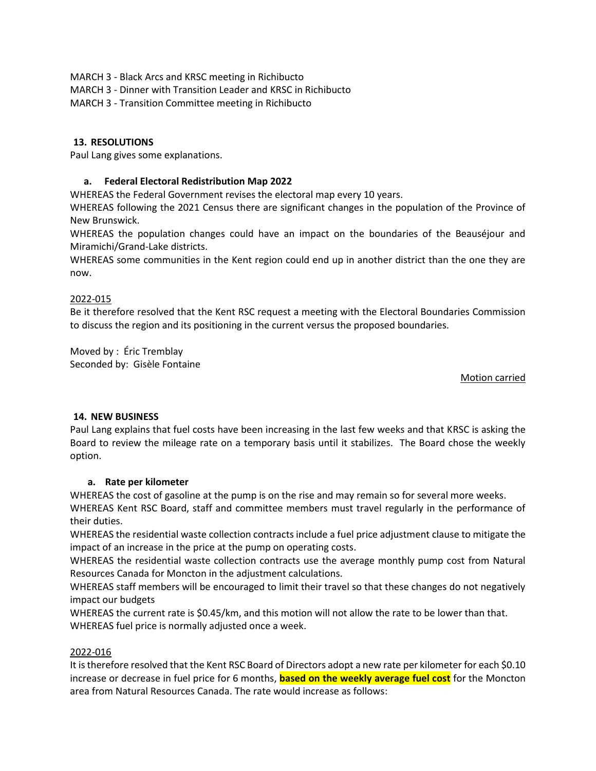MARCH 3 - Black Arcs and KRSC meeting in Richibucto
MARCH 3 - Dinner with Transition Leader and KRSC in Richibucto
MARCH 3 - Transition Committee meeting in Richibucto

## 13. RESOLUTIONS

Paul Lang gives some explanations.

### a. Federal Electoral Redistribution Map 2022

WHEREAS the Federal Government revises the electoral map every 10 years.
WHEREAS following the 2021 Census there are significant changes in the population of the Province of New Brunswick.
WHEREAS the population changes could have an impact on the boundaries of the Beauséjour and Miramichi/Grand-Lake districts.
WHEREAS some communities in the Kent region could end up in another district than the one they are now.

2022-015
Be it therefore resolved that the Kent RSC request a meeting with the Electoral Boundaries Commission to discuss the region and its positioning in the current versus the proposed boundaries.

Moved by : Éric Tremblay
Seconded by: Gisèle Fontaine

Motion carried

## 14. NEW BUSINESS

Paul Lang explains that fuel costs have been increasing in the last few weeks and that KRSC is asking the Board to review the mileage rate on a temporary basis until it stabilizes. The Board chose the weekly option.

### a. Rate per kilometer

WHEREAS the cost of gasoline at the pump is on the rise and may remain so for several more weeks.
WHEREAS Kent RSC Board, staff and committee members must travel regularly in the performance of their duties.
WHEREAS the residential waste collection contracts include a fuel price adjustment clause to mitigate the impact of an increase in the price at the pump on operating costs.
WHEREAS the residential waste collection contracts use the average monthly pump cost from Natural Resources Canada for Moncton in the adjustment calculations.
WHEREAS staff members will be encouraged to limit their travel so that these changes do not negatively impact our budgets
WHEREAS the current rate is $0.45/km, and this motion will not allow the rate to be lower than that.
WHEREAS fuel price is normally adjusted once a week.

2022-016
It is therefore resolved that the Kent RSC Board of Directors adopt a new rate per kilometer for each $0.10 increase or decrease in fuel price for 6 months, **based on the weekly average fuel cost** for the Moncton area from Natural Resources Canada. The rate would increase as follows: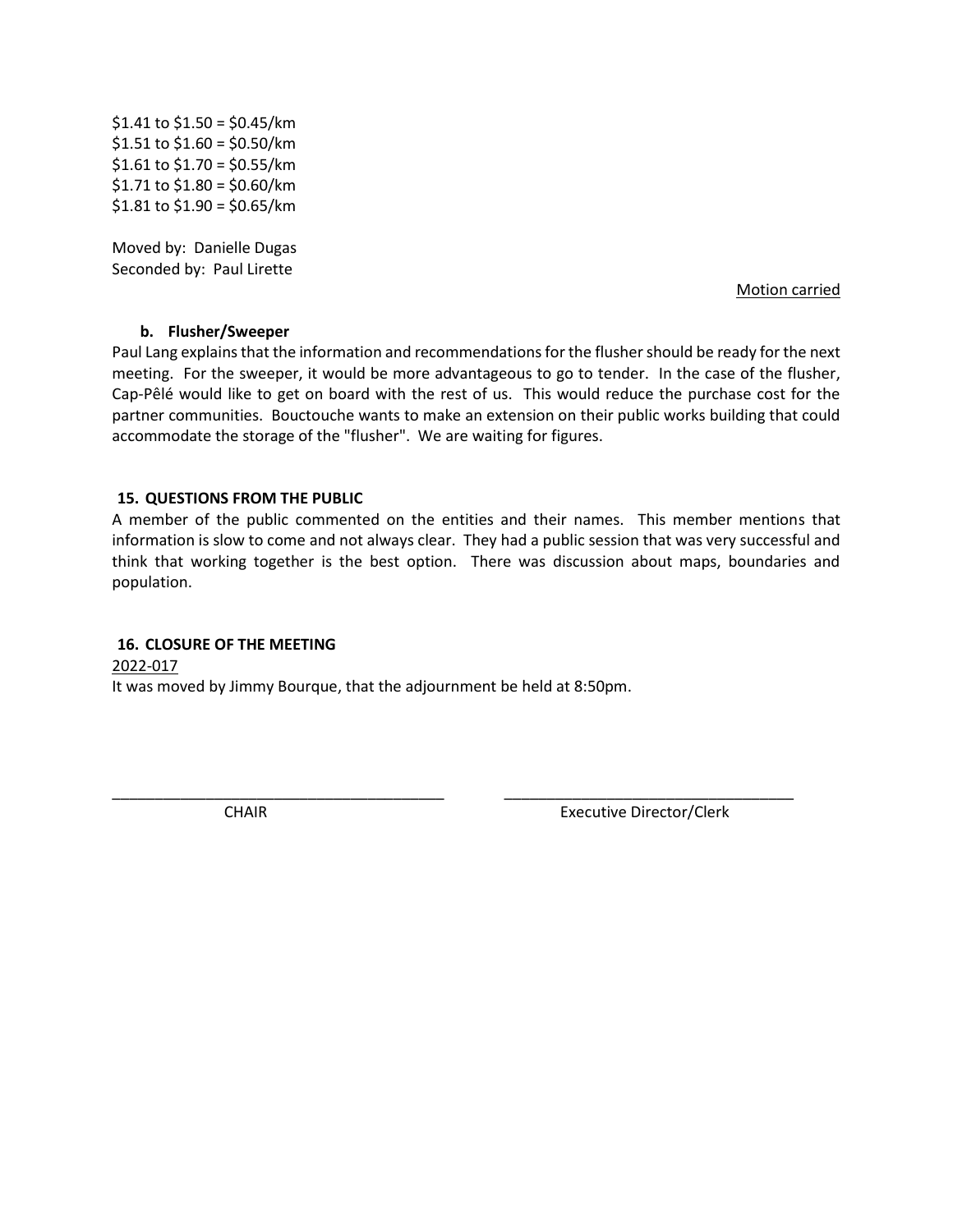$1.41 to $1.50 = $0.45/km
$1.51 to $1.60 = $0.50/km
$1.61 to $1.70 = $0.55/km
$1.71 to $1.80 = $0.60/km
$1.81 to $1.90 = $0.65/km

Moved by: Danielle Dugas
Seconded by: Paul Lirette

Motion carried

**b. Flusher/Sweeper**

Paul Lang explains that the information and recommendations for the flusher should be ready for the next meeting. For the sweeper, it would be more advantageous to go to tender. In the case of the flusher, Cap-Pêlé would like to get on board with the rest of us. This would reduce the purchase cost for the partner communities. Bouctouche wants to make an extension on their public works building that could accommodate the storage of the "flusher". We are waiting for figures.

## 15. QUESTIONS FROM THE PUBLIC

A member of the public commented on the entities and their names. This member mentions that information is slow to come and not always clear. They had a public session that was very successful and think that working together is the best option. There was discussion about maps, boundaries and population.

## 16. CLOSURE OF THE MEETING

2022-017
It was moved by Jimmy Bourque, that the adjournment be held at 8:50pm.

\_\_\_\_\_\_\_\_\_\_\_\_\_\_\_\_\_\_\_\_\_\_\_\_\_\_\_\_\_\_\_\_\_\_\_\_\_\_\_\_ \_\_\_\_\_\_\_\_\_\_\_\_\_\_\_\_\_\_\_\_\_\_\_\_\_\_\_\_\_\_\_\_\_\_\_\_\_\_\_\_

CHAIR Executive Director/Clerk